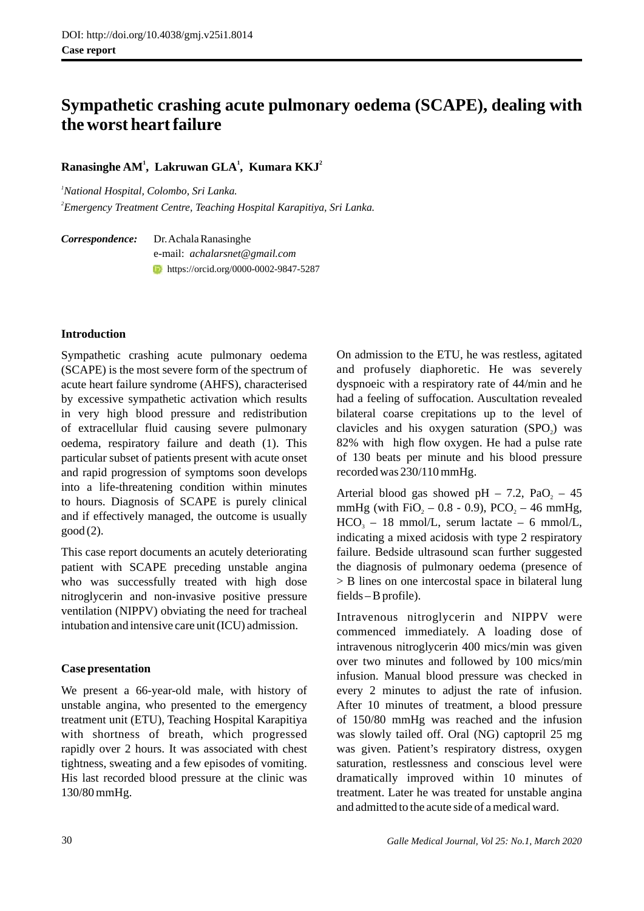DOI: http://doi.org/10.4038/gmj.v25i1.8014

**Case report**

# Sympathetic crashing acute pulmonary oedema (SCAPE), dealing with the worst heart failure

**Ranasinghe AM[1], Lakruwan GLA[1], Kumara KKJ[2]**

[1]*National Hospital, Colombo, Sri Lanka.*

[2]*Emergency Treatment Centre, Teaching Hospital Karapitiya, Sri Lanka.*

***Correspondence:*** Dr. Achala Ranasinghe
e-mail: *achalarsnet@gmail.com*
https://orcid.org/0000-0002-9847-5287

## Introduction

Sympathetic crashing acute pulmonary oedema (SCAPE) is the most severe form of the spectrum of acute heart failure syndrome (AHFS), characterised by excessive sympathetic activation which results in very high blood pressure and redistribution of extracellular fluid causing severe pulmonary oedema, respiratory failure and death (1). This particular subset of patients present with acute onset and rapid progression of symptoms soon develops into a life-threatening condition within minutes to hours. Diagnosis of SCAPE is purely clinical and if effectively managed, the outcome is usually good (2).

This case report documents an acutely deteriorating patient with SCAPE preceding unstable angina who was successfully treated with high dose nitroglycerin and non-invasive positive pressure ventilation (NIPPV) obviating the need for tracheal intubation and intensive care unit (ICU) admission.

## Case presentation

We present a 66-year-old male, with history of unstable angina, who presented to the emergency treatment unit (ETU), Teaching Hospital Karapitiya with shortness of breath, which progressed rapidly over 2 hours. It was associated with chest tightness, sweating and a few episodes of vomiting. His last recorded blood pressure at the clinic was 130/80 mmHg.

On admission to the ETU, he was restless, agitated and profusely diaphoretic. He was severely dyspnoeic with a respiratory rate of 44/min and he had a feeling of suffocation. Auscultation revealed bilateral coarse crepitations up to the level of clavicles and his oxygen saturation ($SPO_2$) was 82% with high flow oxygen. He had a pulse rate of 130 beats per minute and his blood pressure recorded was 230/110 mmHg.

Arterial blood gas showed pH – 7.2, $PaO_2$ – 45 mmHg (with $FiO_2$ – 0.8 - 0.9), $PCO_2$ – 46 mmHg, $HCO_3$ – 18 mmol/L, serum lactate – 6 mmol/L, indicating a mixed acidosis with type 2 respiratory failure. Bedside ultrasound scan further suggested the diagnosis of pulmonary oedema (presence of > B lines on one intercostal space in bilateral lung fields – B profile).

Intravenous nitroglycerin and NIPPV were commenced immediately. A loading dose of intravenous nitroglycerin 400 mics/min was given over two minutes and followed by 100 mics/min infusion. Manual blood pressure was checked in every 2 minutes to adjust the rate of infusion. After 10 minutes of treatment, a blood pressure of 150/80 mmHg was reached and the infusion was slowly tailed off. Oral (NG) captopril 25 mg was given. Patient's respiratory distress, oxygen saturation, restlessness and conscious level were dramatically improved within 10 minutes of treatment. Later he was treated for unstable angina and admitted to the acute side of a medical ward.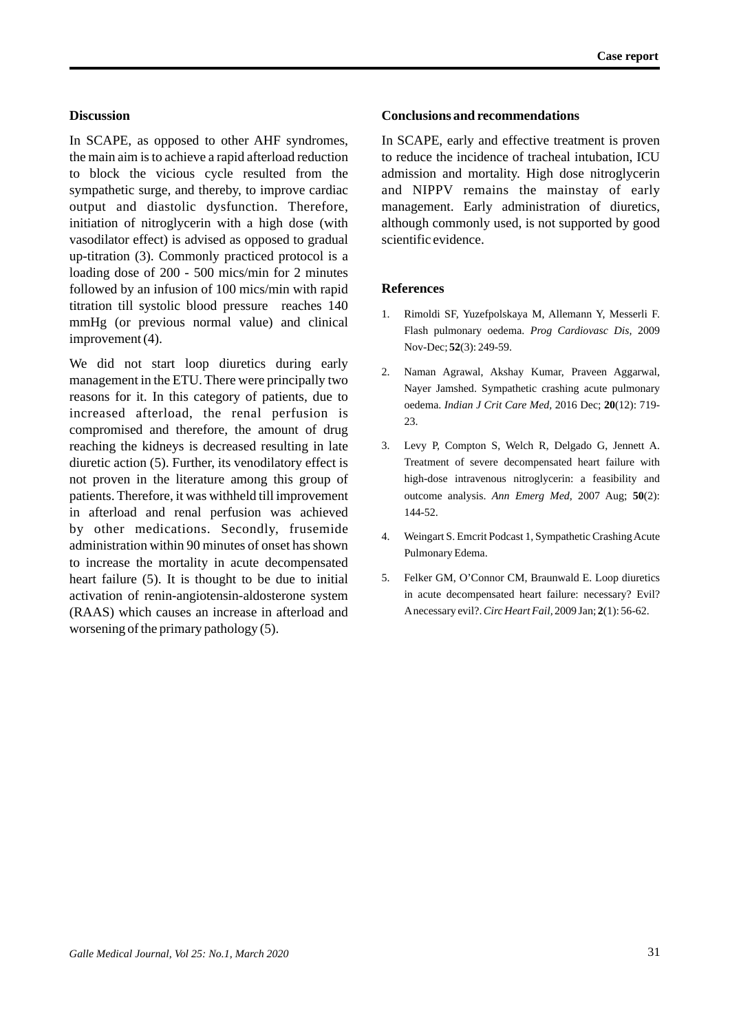## Discussion

In SCAPE, as opposed to other AHF syndromes, the main aim is to achieve a rapid afterload reduction to block the vicious cycle resulted from the sympathetic surge, and thereby, to improve cardiac output and diastolic dysfunction. Therefore, initiation of nitroglycerin with a high dose (with vasodilator effect) is advised as opposed to gradual up-titration (3). Commonly practiced protocol is a loading dose of 200 - 500 mics/min for 2 minutes followed by an infusion of 100 mics/min with rapid titration till systolic blood pressure reaches 140 mmHg (or previous normal value) and clinical improvement (4).

We did not start loop diuretics during early management in the ETU. There were principally two reasons for it. In this category of patients, due to increased afterload, the renal perfusion is compromised and therefore, the amount of drug reaching the kidneys is decreased resulting in late diuretic action (5). Further, its venodilatory effect is not proven in the literature among this group of patients. Therefore, it was withheld till improvement in afterload and renal perfusion was achieved by other medications. Secondly, frusemide administration within 90 minutes of onset has shown to increase the mortality in acute decompensated heart failure (5). It is thought to be due to initial activation of renin-angiotensin-aldosterone system (RAAS) which causes an increase in afterload and worsening of the primary pathology (5).

## Conclusions and recommendations

In SCAPE, early and effective treatment is proven to reduce the incidence of tracheal intubation, ICU admission and mortality. High dose nitroglycerin and NIPPV remains the mainstay of early management. Early administration of diuretics, although commonly used, is not supported by good scientific evidence.

## References

1. Rimoldi SF, Yuzefpolskaya M, Allemann Y, Messerli F. Flash pulmonary oedema. *Prog Cardiovasc Dis,* 2009 Nov-Dec; **52**(3): 249-59.
2. Naman Agrawal, Akshay Kumar, Praveen Aggarwal, Nayer Jamshed. Sympathetic crashing acute pulmonary oedema. *Indian J Crit Care Med,* 2016 Dec; **20**(12): 719-23.
3. Levy P, Compton S, Welch R, Delgado G, Jennett A. Treatment of severe decompensated heart failure with high-dose intravenous nitroglycerin: a feasibility and outcome analysis. *Ann Emerg Med,* 2007 Aug; **50**(2): 144-52.
4. Weingart S. Emcrit Podcast 1, Sympathetic Crashing Acute Pulmonary Edema.
5. Felker GM, O'Connor CM, Braunwald E. Loop diuretics in acute decompensated heart failure: necessary? Evil? A necessary evil?. *Circ Heart Fail,* 2009 Jan; **2**(1): 56-62.